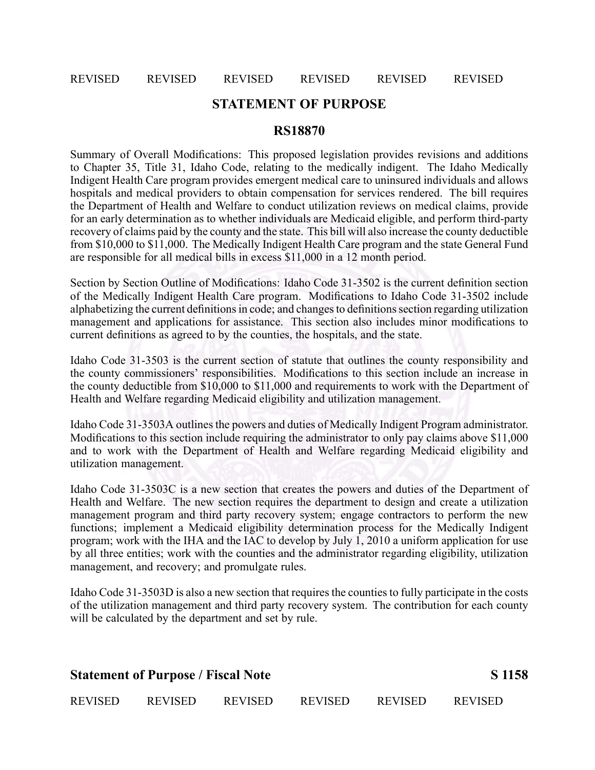## STATEMENT OF PURPOSE

## RS18870

Summary of Overall Modifications: This proposed legislation provides revisions and additions to Chapter 35, Title 31, Idaho Code, relating to the medically indigent. The Idaho Medically Indigent Health Care program provides emergent medical care to uninsured individuals and allows hospitals and medical providers to obtain compensation for services rendered. The bill requires the Department of Health and Welfare to conduct utilization reviews on medical claims, provide for an early determination as to whether individuals are Medicaid eligible, and perform third-party recovery of claims paid by the county and the state. This bill will also increase the county deductible from $10,000 to $11,000. The Medically Indigent Health Care program and the state General Fund are responsible for all medical bills in excess $11,000 in a 12 month period.

Section by Section Outline of Modifications: Idaho Code 31-3502 is the current definition section of the Medically Indigent Health Care program. Modifications to Idaho Code 31-3502 include alphabetizing the current definitions in code; and changes to definitions section regarding utilization management and applications for assistance. This section also includes minor modifications to current definitions as agreed to by the counties, the hospitals, and the state.

Idaho Code 31-3503 is the current section of statute that outlines the county responsibility and the county commissioners' responsibilities. Modifications to this section include an increase in the county deductible from $10,000 to $11,000 and requirements to work with the Department of Health and Welfare regarding Medicaid eligibility and utilization management.

Idaho Code 31-3503A outlines the powers and duties of Medically Indigent Program administrator. Modifications to this section include requiring the administrator to only pay claims above $11,000 and to work with the Department of Health and Welfare regarding Medicaid eligibility and utilization management.

Idaho Code 31-3503C is a new section that creates the powers and duties of the Department of Health and Welfare. The new section requires the department to design and create a utilization management program and third party recovery system; engage contractors to perform the new functions; implement a Medicaid eligibility determination process for the Medically Indigent program; work with the IHA and the IAC to develop by July 1, 2010 a uniform application for use by all three entities; work with the counties and the administrator regarding eligibility, utilization management, and recovery; and promulgate rules.

Idaho Code 31-3503D is also a new section that requires the counties to fully participate in the costs of the utilization management and third party recovery system. The contribution for each county will be calculated by the department and set by rule.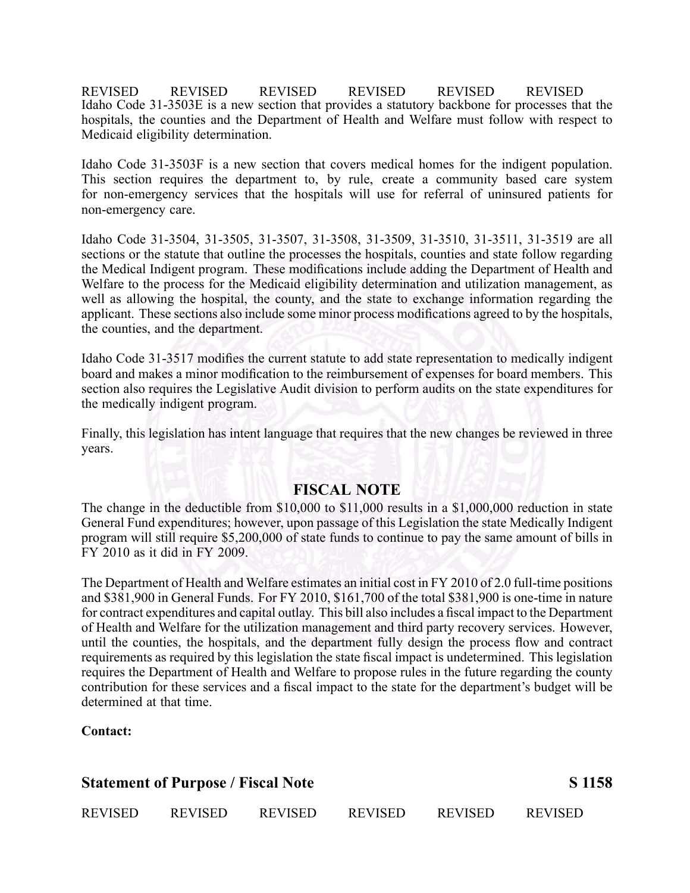Idaho Code 31-3503E is a new section that provides a statutory backbone for processes that the hospitals, the counties and the Department of Health and Welfare must follow with respect to Medicaid eligibility determination.

Idaho Code 31-3503F is a new section that covers medical homes for the indigent population. This section requires the department to, by rule, create a community based care system for non-emergency services that the hospitals will use for referral of uninsured patients for non-emergency care.

Idaho Code 31-3504, 31-3505, 31-3507, 31-3508, 31-3509, 31-3510, 31-3511, 31-3519 are all sections or the statute that outline the processes the hospitals, counties and state follow regarding the Medical Indigent program. These modifications include adding the Department of Health and Welfare to the process for the Medicaid eligibility determination and utilization management, as well as allowing the hospital, the county, and the state to exchange information regarding the applicant. These sections also include some minor process modifications agreed to by the hospitals, the counties, and the department.

Idaho Code 31-3517 modifies the current statute to add state representation to medically indigent board and makes a minor modification to the reimbursement of expenses for board members. This section also requires the Legislative Audit division to perform audits on the state expenditures for the medically indigent program.

Finally, this legislation has intent language that requires that the new changes be reviewed in three years.

## FISCAL NOTE

The change in the deductible from $10,000 to $11,000 results in a $1,000,000 reduction in state General Fund expenditures; however, upon passage of this Legislation the state Medically Indigent program will still require $5,200,000 of state funds to continue to pay the same amount of bills in FY 2010 as it did in FY 2009.

The Department of Health and Welfare estimates an initial cost in FY 2010 of 2.0 full-time positions and $381,900 in General Funds. For FY 2010, $161,700 of the total $381,900 is one-time in nature for contract expenditures and capital outlay. This bill also includes a fiscal impact to the Department of Health and Welfare for the utilization management and third party recovery services. However, until the counties, the hospitals, and the department fully design the process flow and contract requirements as required by this legislation the state fiscal impact is undetermined. This legislation requires the Department of Health and Welfare to propose rules in the future regarding the county contribution for these services and a fiscal impact to the state for the department's budget will be determined at that time.

**Contact:**

**Statement of Purpose / Fiscal Note S 1158**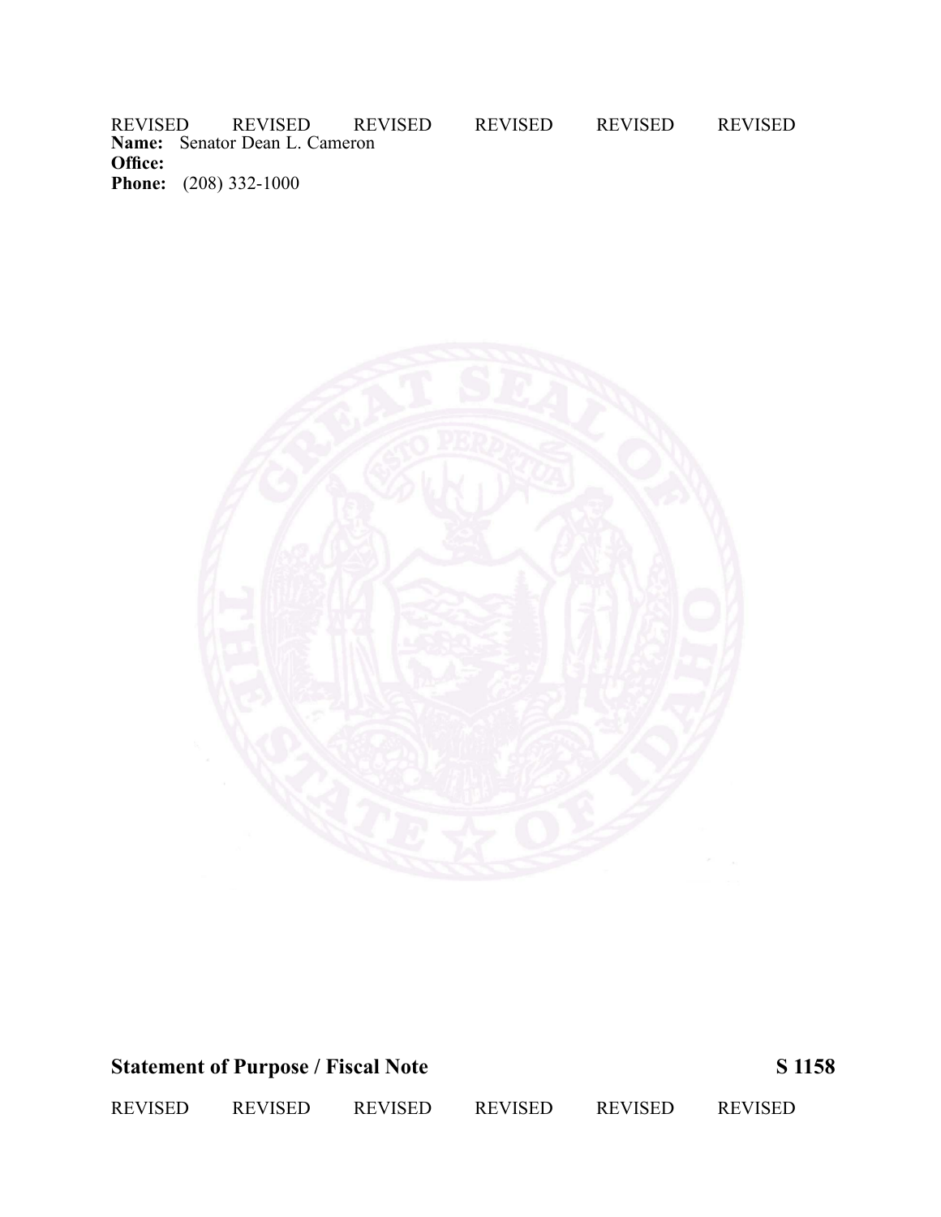REVISED REVISED REVISED REVISED REVISED REVISED

**Name:** Senator Dean L. Cameron

**Office:**

**Phone:** (208) 332-1000

## Statement of Purpose / Fiscal Note S 1158

REVISED REVISED REVISED REVISED REVISED REVISED